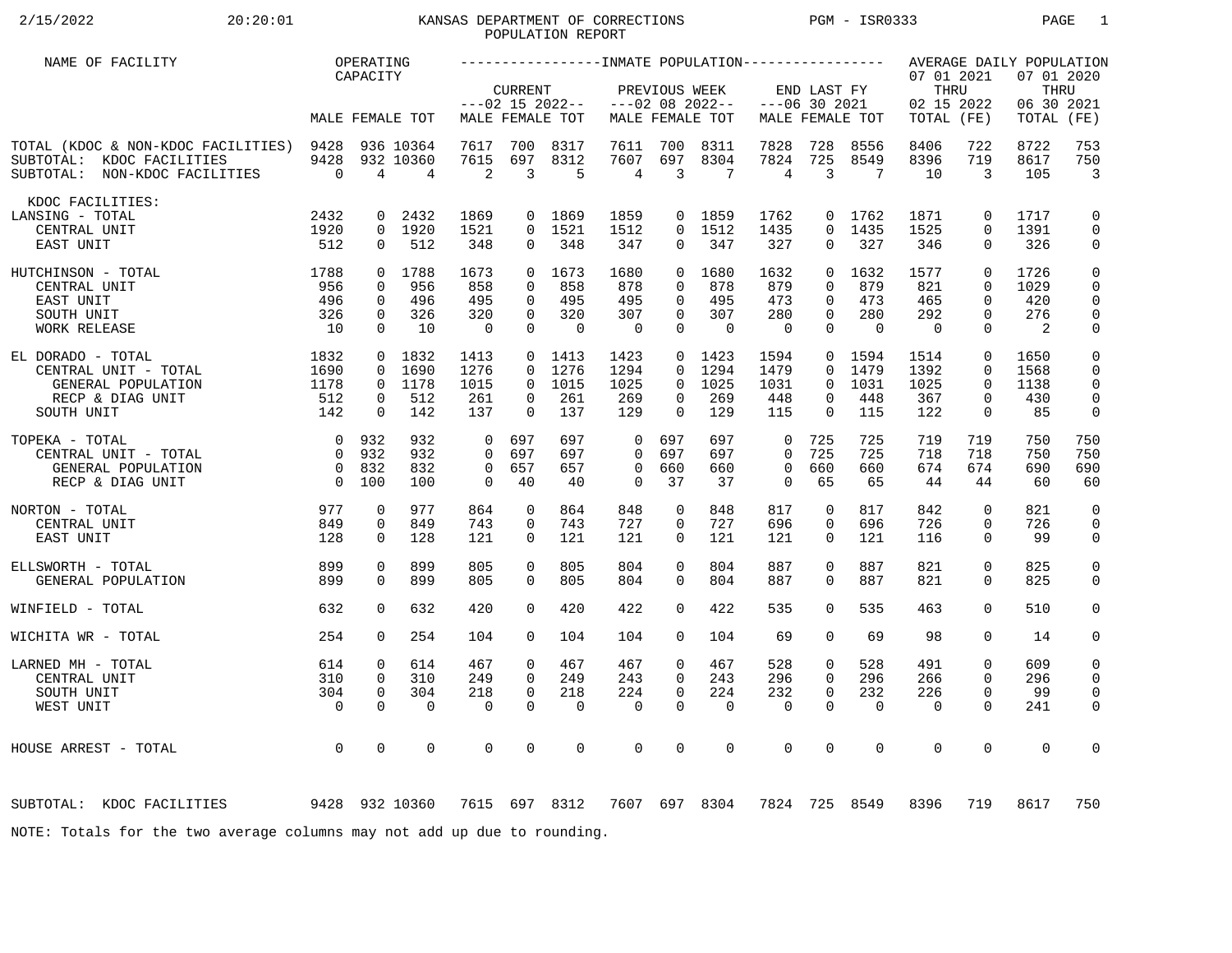# KANSAS DEPARTMENT OF CORRECTIONS
## POPULATION REPORT

2/15/2022 20:20:01 PGM - ISR0333

| NAME OF FACILITY | OPERATING CAPACITY | | | INMATE POPULATION | | | | | | | | | | | | AVERAGE DAILY POPULATION | | | |
|---|---|---|---|---|---|---|---|---|---|---|---|---|---|---|---|---|---|---|---|
| | | | | CURRENT ---02 15 2022-- | | | PREVIOUS WEEK ---02 08 2022-- | | | END LAST FY ---06 30 2021 | | | | | | 07 01 2021 THRU 02 15 2022 | | 07 01 2020 THRU 06 30 2021 | |
| | MALE | FEMALE | TOT | MALE | FEMALE | TOT | MALE | FEMALE | TOT | MALE | FEMALE | TOT | | | | TOTAL | (FE) | TOTAL | (FE) |
| TOTAL (KDOC & NON-KDOC FACILITIES) | 9428 | 936 | 10364 | 7617 | 700 | 8317 | 7611 | 700 | 8311 | 7828 | 728 | 8556 | | | | 8406 | 722 | 8722 | 753 |
| SUBTOTAL: KDOC FACILITIES | 9428 | 932 | 10360 | 7615 | 697 | 8312 | 7607 | 697 | 8304 | 7824 | 725 | 8549 | | | | 8396 | 719 | 8617 | 750 |
| SUBTOTAL: NON-KDOC FACILITIES | 0 | 4 | 4 | 2 | 3 | 5 | 4 | 3 | 7 | 4 | 3 | 7 | | | | 10 | 3 | 105 | 3 |
| KDOC FACILITIES: | | | | | | | | | | | | | | | | | | | |
| LANSING - TOTAL | 2432 | 0 | 2432 | 1869 | 0 | 1869 | 1859 | 0 | 1859 | 1762 | 0 | 1762 | | | | 1871 | 0 | 1717 | 0 |
| CENTRAL UNIT | 1920 | 0 | 1920 | 1521 | 0 | 1521 | 1512 | 0 | 1512 | 1435 | 0 | 1435 | | | | 1525 | 0 | 1391 | 0 |
| EAST UNIT | 512 | 0 | 512 | 348 | 0 | 348 | 347 | 0 | 347 | 327 | 0 | 327 | | | | 346 | 0 | 326 | 0 |
| HUTCHINSON - TOTAL | 1788 | 0 | 1788 | 1673 | 0 | 1673 | 1680 | 0 | 1680 | 1632 | 0 | 1632 | | | | 1577 | 0 | 1726 | 0 |
| CENTRAL UNIT | 956 | 0 | 956 | 858 | 0 | 858 | 878 | 0 | 878 | 879 | 0 | 879 | | | | 821 | 0 | 1029 | 0 |
| EAST UNIT | 496 | 0 | 496 | 495 | 0 | 495 | 495 | 0 | 495 | 473 | 0 | 473 | | | | 465 | 0 | 420 | 0 |
| SOUTH UNIT | 326 | 0 | 326 | 320 | 0 | 320 | 307 | 0 | 307 | 280 | 0 | 280 | | | | 292 | 0 | 276 | 0 |
| WORK RELEASE | 10 | 0 | 10 | 0 | 0 | 0 | 0 | 0 | 0 | 0 | 0 | 0 | | | | 0 | 0 | 2 | 0 |
| EL DORADO - TOTAL | 1832 | 0 | 1832 | 1413 | 0 | 1413 | 1423 | 0 | 1423 | 1594 | 0 | 1594 | | | | 1514 | 0 | 1650 | 0 |
| CENTRAL UNIT - TOTAL | 1690 | 0 | 1690 | 1276 | 0 | 1276 | 1294 | 0 | 1294 | 1479 | 0 | 1479 | | | | 1392 | 0 | 1568 | 0 |
| GENERAL POPULATION | 1178 | 0 | 1178 | 1015 | 0 | 1015 | 1025 | 0 | 1025 | 1031 | 0 | 1031 | | | | 1025 | 0 | 1138 | 0 |
| RECP & DIAG UNIT | 512 | 0 | 512 | 261 | 0 | 261 | 269 | 0 | 269 | 448 | 0 | 448 | | | | 367 | 0 | 430 | 0 |
| SOUTH UNIT | 142 | 0 | 142 | 137 | 0 | 137 | 129 | 0 | 129 | 115 | 0 | 115 | | | | 122 | 0 | 85 | 0 |
| TOPEKA - TOTAL | 0 | 932 | 932 | 0 | 697 | 697 | 0 | 697 | 697 | 0 | 725 | 725 | | | | 719 | 719 | 750 | 750 |
| CENTRAL UNIT - TOTAL | 0 | 932 | 932 | 0 | 697 | 697 | 0 | 697 | 697 | 0 | 725 | 725 | | | | 718 | 718 | 750 | 750 |
| GENERAL POPULATION | 0 | 832 | 832 | 0 | 657 | 657 | 0 | 660 | 660 | 0 | 660 | 660 | | | | 674 | 674 | 690 | 690 |
| RECP & DIAG UNIT | 0 | 100 | 100 | 0 | 40 | 40 | 0 | 37 | 37 | 0 | 65 | 65 | | | | 44 | 44 | 60 | 60 |
| NORTON - TOTAL | 977 | 0 | 977 | 864 | 0 | 864 | 848 | 0 | 848 | 817 | 0 | 817 | | | | 842 | 0 | 821 | 0 |
| CENTRAL UNIT | 849 | 0 | 849 | 743 | 0 | 743 | 727 | 0 | 727 | 696 | 0 | 696 | | | | 726 | 0 | 726 | 0 |
| EAST UNIT | 128 | 0 | 128 | 121 | 0 | 121 | 121 | 0 | 121 | 121 | 0 | 121 | | | | 116 | 0 | 99 | 0 |
| ELLSWORTH - TOTAL | 899 | 0 | 899 | 805 | 0 | 805 | 804 | 0 | 804 | 887 | 0 | 887 | | | | 821 | 0 | 825 | 0 |
| GENERAL POPULATION | 899 | 0 | 899 | 805 | 0 | 805 | 804 | 0 | 804 | 887 | 0 | 887 | | | | 821 | 0 | 825 | 0 |
| WINFIELD - TOTAL | 632 | 0 | 632 | 420 | 0 | 420 | 422 | 0 | 422 | 535 | 0 | 535 | | | | 463 | 0 | 510 | 0 |
| WICHITA WR - TOTAL | 254 | 0 | 254 | 104 | 0 | 104 | 104 | 0 | 104 | 69 | 0 | 69 | | | | 98 | 0 | 14 | 0 |
| LARNED MH - TOTAL | 614 | 0 | 614 | 467 | 0 | 467 | 467 | 0 | 467 | 528 | 0 | 528 | | | | 491 | 0 | 609 | 0 |
| CENTRAL UNIT | 310 | 0 | 310 | 249 | 0 | 249 | 243 | 0 | 243 | 296 | 0 | 296 | | | | 266 | 0 | 296 | 0 |
| SOUTH UNIT | 304 | 0 | 304 | 218 | 0 | 218 | 224 | 0 | 224 | 232 | 0 | 232 | | | | 226 | 0 | 99 | 0 |
| WEST UNIT | 0 | 0 | 0 | 0 | 0 | 0 | 0 | 0 | 0 | 0 | 0 | 0 | | | | 0 | 0 | 241 | 0 |
| HOUSE ARREST - TOTAL | 0 | 0 | 0 | 0 | 0 | 0 | 0 | 0 | 0 | 0 | 0 | 0 | | | | 0 | 0 | 0 | 0 |
| SUBTOTAL: KDOC FACILITIES | 9428 | 932 | 10360 | 7615 | 697 | 8312 | 7607 | 697 | 8304 | 7824 | 725 | 8549 | | | | 8396 | 719 | 8617 | 750 |

NOTE: Totals for the two average columns may not add up due to rounding.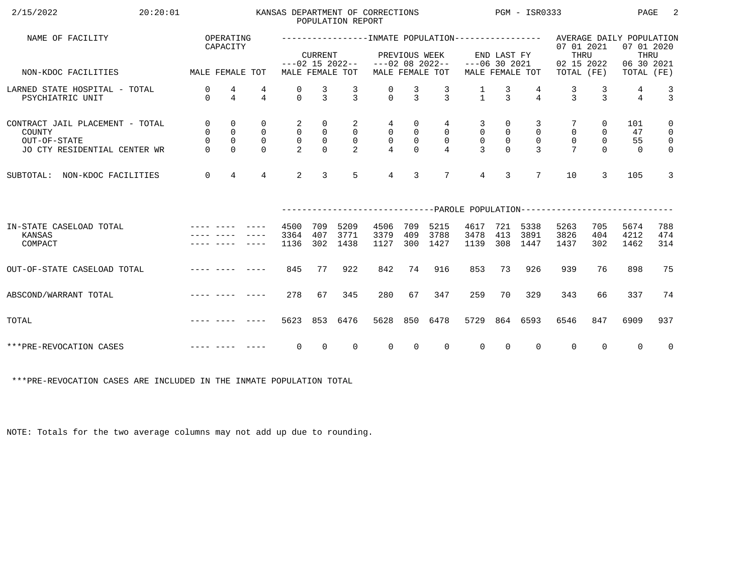KANSAS DEPARTMENT OF CORRECTIONS
POPULATION REPORT

| NAME OF FACILITY | OPERATING CAPACITY | | | INMATE POPULATION | | | | | | | | | AVERAGE DAILY POPULATION | | | |
|---|---|---|---|---|---|---|---|---|---|---|---|---|---|---|---|---|
| | | | | CURRENT ---02 15 2022-- | | | PREVIOUS WEEK ---02 08 2022-- | | | END LAST FY ---06 30 2021 | | | 07 01 2021 THRU 02 15 2022 | | 07 01 2020 THRU 06 30 2021 | |
| NON-KDOC FACILITIES | MALE | FEMALE | TOT | MALE | FEMALE | TOT | MALE | FEMALE | TOT | MALE | FEMALE | TOT | TOTAL | (FE) | TOTAL | (FE) |
| LARNED STATE HOSPITAL - TOTAL | 0 | 4 | 4 | 0 | 3 | 3 | 0 | 3 | 3 | 1 | 3 | 4 | 3 | 3 | 4 | 3 |
| PSYCHIATRIC UNIT | 0 | 4 | 4 | 0 | 3 | 3 | 0 | 3 | 3 | 1 | 3 | 4 | 3 | 3 | 4 | 3 |
| CONTRACT JAIL PLACEMENT - TOTAL | 0 | 0 | 0 | 2 | 0 | 2 | 4 | 0 | 4 | 3 | 0 | 3 | 7 | 0 | 101 | 0 |
| COUNTY | 0 | 0 | 0 | 0 | 0 | 0 | 0 | 0 | 0 | 0 | 0 | 0 | 0 | 0 | 47 | 0 |
| OUT-OF-STATE | 0 | 0 | 0 | 0 | 0 | 0 | 0 | 0 | 0 | 0 | 0 | 0 | 0 | 0 | 55 | 0 |
| JO CTY RESIDENTIAL CENTER WR | 0 | 0 | 0 | 2 | 0 | 2 | 4 | 0 | 4 | 3 | 0 | 3 | 7 | 0 | 0 | 0 |
| SUBTOTAL: NON-KDOC FACILITIES | 0 | 4 | 4 | 2 | 3 | 5 | 4 | 3 | 7 | 4 | 3 | 7 | 10 | 3 | 105 | 3 |
| | | | | PAROLE POPULATION | | | | | | | | | | | | |
| IN-STATE CASELOAD TOTAL | ---- | ---- | ---- | 4500 | 709 | 5209 | 4506 | 709 | 5215 | 4617 | 721 | 5338 | 5263 | 705 | 5674 | 788 |
| KANSAS | ---- | ---- | ---- | 3364 | 407 | 3771 | 3379 | 409 | 3788 | 3478 | 413 | 3891 | 3826 | 404 | 4212 | 474 |
| COMPACT | ---- | ---- | ---- | 1136 | 302 | 1438 | 1127 | 300 | 1427 | 1139 | 308 | 1447 | 1437 | 302 | 1462 | 314 |
| OUT-OF-STATE CASELOAD TOTAL | ---- | ---- | ---- | 845 | 77 | 922 | 842 | 74 | 916 | 853 | 73 | 926 | 939 | 76 | 898 | 75 |
| ABSCOND/WARRANT TOTAL | ---- | ---- | ---- | 278 | 67 | 345 | 280 | 67 | 347 | 259 | 70 | 329 | 343 | 66 | 337 | 74 |
| TOTAL | ---- | ---- | ---- | 5623 | 853 | 6476 | 5628 | 850 | 6478 | 5729 | 864 | 6593 | 6546 | 847 | 6909 | 937 |
| ***PRE-REVOCATION CASES | ---- | ---- | ---- | 0 | 0 | 0 | 0 | 0 | 0 | 0 | 0 | 0 | 0 | 0 | 0 | 0 |

***PRE-REVOCATION CASES ARE INCLUDED IN THE INMATE POPULATION TOTAL

NOTE: Totals for the two average columns may not add up due to rounding.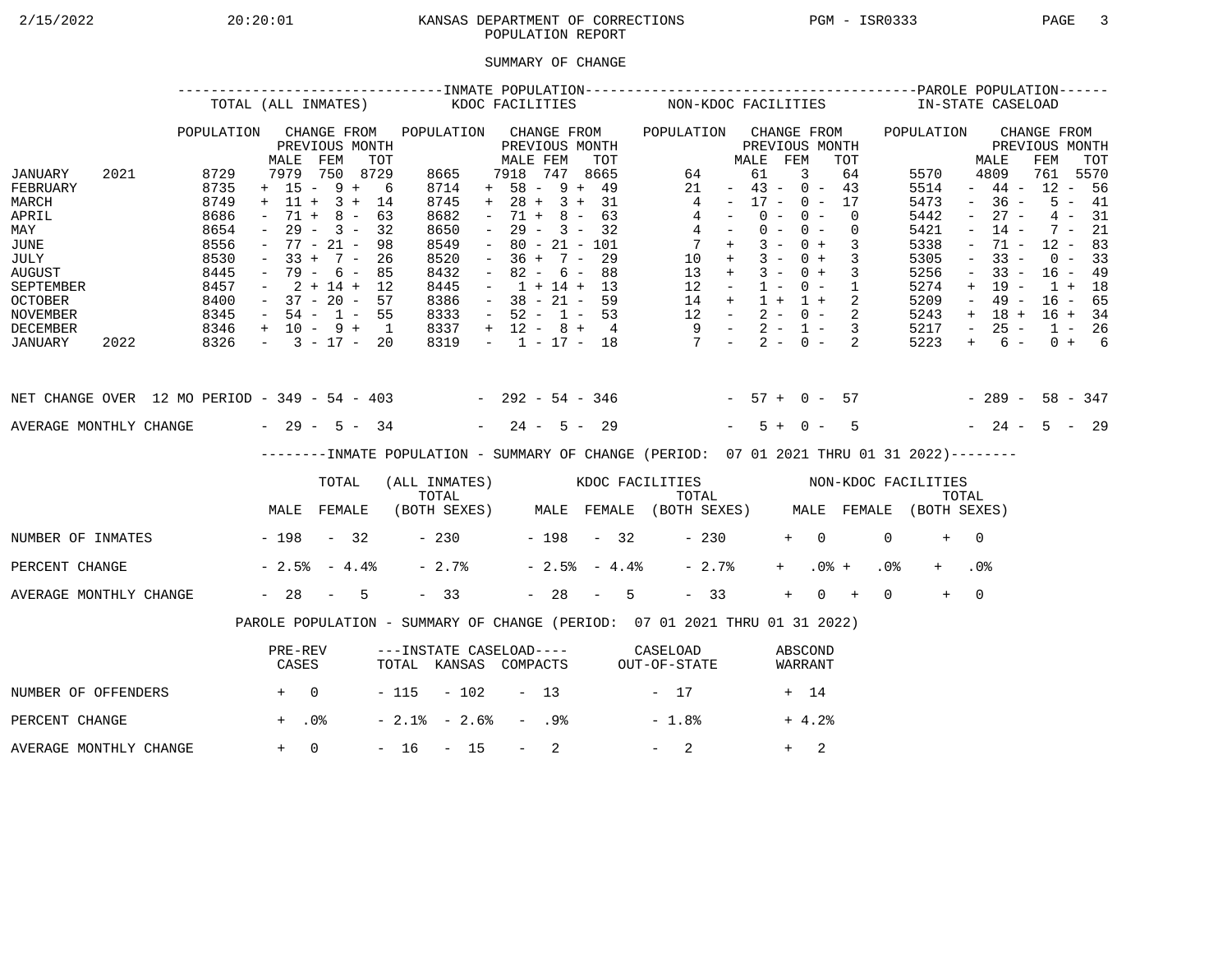KANSAS DEPARTMENT OF CORRECTIONS
POPULATION REPORT

SUMMARY OF CHANGE

| | INMATE POPULATION - TOTAL (ALL INMATES) | | | | INMATE POPULATION - KDOC FACILITIES | | | | INMATE POPULATION - NON-KDOC FACILITIES | | | | PAROLE POPULATION - IN-STATE CASELOAD | | | |
|---|---|---|---|---|---|---|---|---|---|---|---|---|---|---|---|---|
| | POPULATION | CHANGE FROM PREVIOUS MONTH | | | POPULATION | CHANGE FROM PREVIOUS MONTH | | | POPULATION | CHANGE FROM PREVIOUS MONTH | | | POPULATION | CHANGE FROM PREVIOUS MONTH | | |
| | | MALE | FEM | TOT | | MALE | FEM | TOT | | MALE | FEM | TOT | | MALE | FEM | TOT |
| JANUARY 2021 | 8729 | 7979 | 750 | 8729 | 8665 | 7918 | 747 | 8665 | 64 | 61 | 3 | 64 | 5570 | 4809 | 761 | 5570 |
| FEBRUARY | 8735 | + 15 | - 9 | + 6 | 8714 | + 58 | - 9 | + 49 | 21 | - 43 | - 0 | - 43 | 5514 | - 44 | - 12 | - 56 |
| MARCH | 8749 | + 11 | + 3 | + 14 | 8745 | + 28 | + 3 | + 31 | 4 | - 17 | - 0 | - 17 | 5473 | - 36 | - 5 | - 41 |
| APRIL | 8686 | - 71 | + 8 | - 63 | 8682 | - 71 | + 8 | - 63 | 4 | - 0 | - 0 | - 0 | 5442 | - 27 | - 4 | - 31 |
| MAY | 8654 | - 29 | - 3 | - 32 | 8650 | - 29 | - 3 | - 32 | 4 | - 0 | - 0 | - 0 | 5421 | - 14 | - 7 | - 21 |
| JUNE | 8556 | - 77 | - 21 | - 98 | 8549 | - 80 | - 21 | - 101 | 7 | + 3 | - 0 | + 3 | 5338 | - 71 | - 12 | - 83 |
| JULY | 8530 | - 33 | + 7 | - 26 | 8520 | - 36 | + 7 | - 29 | 10 | + 3 | - 0 | + 3 | 5305 | - 33 | - 0 | - 33 |
| AUGUST | 8445 | - 79 | - 6 | - 85 | 8432 | - 82 | - 6 | - 88 | 13 | + 3 | - 0 | + 3 | 5256 | - 33 | - 16 | - 49 |
| SEPTEMBER | 8457 | - 2 | + 14 | + 12 | 8445 | - 1 | + 14 | + 13 | 12 | - 1 | - 0 | - 1 | 5274 | + 19 | - 1 | + 18 |
| OCTOBER | 8400 | - 37 | - 20 | - 57 | 8386 | - 38 | - 21 | - 59 | 14 | + 1 | + 1 | + 2 | 5209 | - 49 | - 16 | - 65 |
| NOVEMBER | 8345 | - 54 | - 1 | - 55 | 8333 | - 52 | - 1 | - 53 | 12 | - 2 | - 0 | - 2 | 5243 | + 18 | + 16 | + 34 |
| DECEMBER | 8346 | + 10 | - 9 | + 1 | 8337 | + 12 | - 8 | + 4 | 9 | - 2 | - 1 | - 3 | 5217 | - 25 | - 1 | - 26 |
| JANUARY 2022 | 8326 | - 3 | - 17 | - 20 | 8319 | - 1 | - 17 | - 18 | 7 | - 2 | - 0 | - 2 | 5223 | + 6 | - 0 | + 6 |
| NET CHANGE OVER 12 MO PERIOD | | - 349 | - 54 | - 403 | | - 292 | - 54 | - 346 | | - 57 | + 0 | - 57 | | - 289 | - 58 | - 347 |
| AVERAGE MONTHLY CHANGE | | - 29 | - 5 | - 34 | | - 24 | - 5 | - 29 | | - 5 | + 0 | - 5 | | - 24 | - 5 | - 29 |

INMATE POPULATION - SUMMARY OF CHANGE (PERIOD: 07 01 2021 THRU 01 31 2022)

| | TOTAL (ALL INMATES) | | | KDOC FACILITIES | | | NON-KDOC FACILITIES | | |
|---|---|---|---|---|---|---|---|---|---|
| | MALE | FEMALE | TOTAL (BOTH SEXES) | MALE | FEMALE | TOTAL (BOTH SEXES) | MALE | FEMALE | TOTAL (BOTH SEXES) |
| NUMBER OF INMATES | - 198 | - 32 | - 230 | - 198 | - 32 | - 230 | + 0 | 0 | + 0 |
| PERCENT CHANGE | - 2.5% | - 4.4% | - 2.7% | - 2.5% | - 4.4% | - 2.7% | + .0% | + .0% | + .0% |
| AVERAGE MONTHLY CHANGE | - 28 | - 5 | - 33 | - 28 | - 5 | - 33 | + 0 | + 0 | + 0 |

PAROLE POPULATION - SUMMARY OF CHANGE (PERIOD: 07 01 2021 THRU 01 31 2022)

| | PRE-REV CASES | INSTATE CASELOAD - TOTAL | INSTATE CASELOAD - KANSAS | INSTATE CASELOAD - COMPACTS | CASELOAD OUT-OF-STATE | ABSCOND WARRANT |
|---|---|---|---|---|---|---|
| NUMBER OF OFFENDERS | + 0 | - 115 | - 102 | - 13 | - 17 | + 14 |
| PERCENT CHANGE | + .0% | - 2.1% | - 2.6% | - .9% | - 1.8% | + 4.2% |
| AVERAGE MONTHLY CHANGE | + 0 | - 16 | - 15 | - 2 | - 2 | + 2 |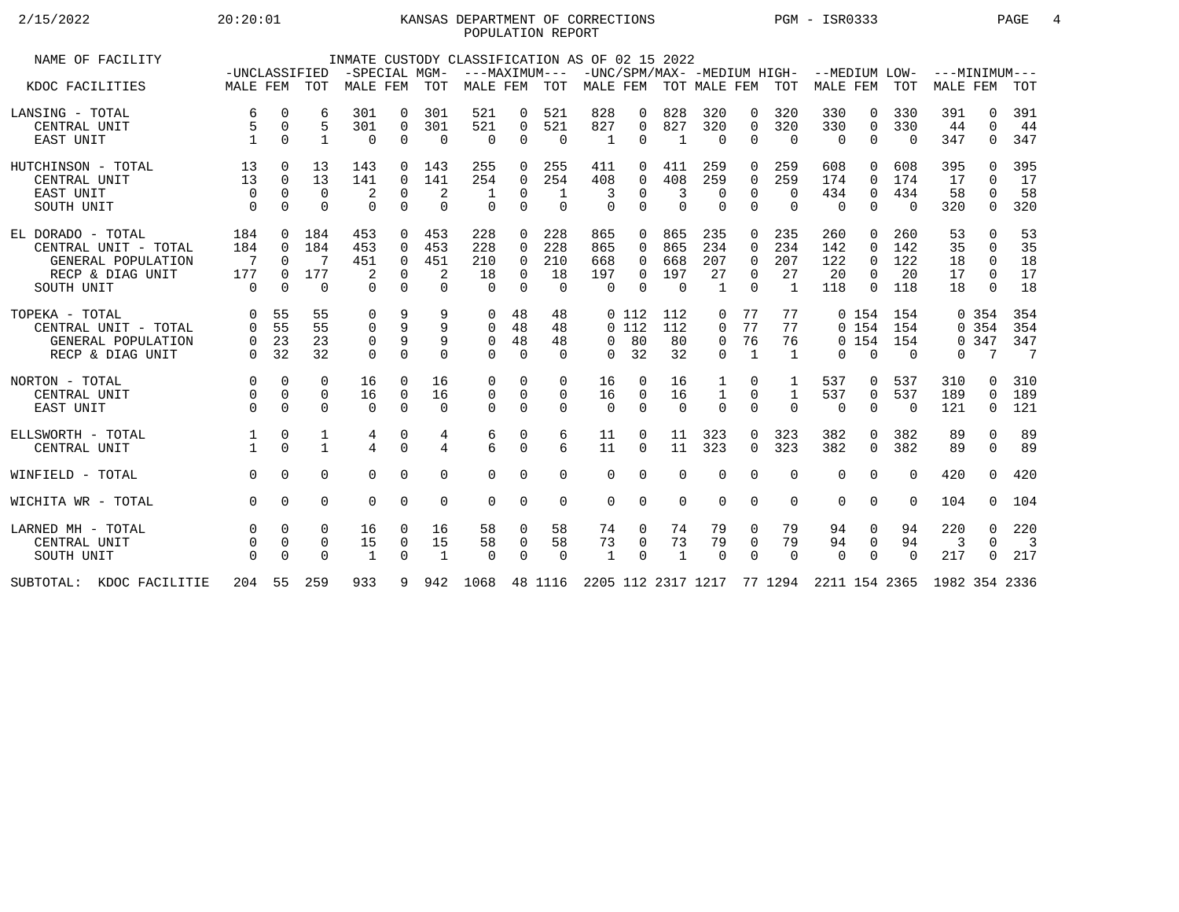KANSAS DEPARTMENT OF CORRECTIONS

POPULATION REPORT

2/15/2022 20:20:01 PGM - ISR0333

INMATE CUSTODY CLASSIFICATION AS OF 02 15 2022

| NAME OF FACILITY / KDOC FACILITIES | UNCLASSIFIED MALE | UNCLASSIFIED FEM | UNCLASSIFIED TOT | SPECIAL MGM- MALE | SPECIAL MGM- FEM | SPECIAL MGM- TOT | MAXIMUM MALE | MAXIMUM FEM | MAXIMUM TOT | UNC/SPM/MAX- MALE | UNC/SPM/MAX- FEM | UNC/SPM/MAX- TOT | MEDIUM HIGH- MALE | MEDIUM HIGH- FEM | MEDIUM HIGH- TOT | MEDIUM LOW- MALE | MEDIUM LOW- FEM | MEDIUM LOW- TOT | MINIMUM MALE | MINIMUM FEM | MINIMUM TOT |
|---|---|---|---|---|---|---|---|---|---|---|---|---|---|---|---|---|---|---|---|---|---|
| LANSING - TOTAL | 6 | 0 | 6 | 301 | 0 | 301 | 521 | 0 | 521 | 828 | 0 | 828 | 320 | 0 | 320 | 330 | 0 | 330 | 391 | 0 | 391 |
| CENTRAL UNIT | 5 | 0 | 5 | 301 | 0 | 301 | 521 | 0 | 521 | 827 | 0 | 827 | 320 | 0 | 320 | 330 | 0 | 330 | 44 | 0 | 44 |
| EAST UNIT | 1 | 0 | 1 | 0 | 0 | 0 | 0 | 0 | 0 | 1 | 0 | 1 | 0 | 0 | 0 | 0 | 0 | 0 | 347 | 0 | 347 |
| HUTCHINSON - TOTAL | 13 | 0 | 13 | 143 | 0 | 143 | 255 | 0 | 255 | 411 | 0 | 411 | 259 | 0 | 259 | 608 | 0 | 608 | 395 | 0 | 395 |
| CENTRAL UNIT | 13 | 0 | 13 | 141 | 0 | 141 | 254 | 0 | 254 | 408 | 0 | 408 | 259 | 0 | 259 | 174 | 0 | 174 | 17 | 0 | 17 |
| EAST UNIT | 0 | 0 | 0 | 2 | 0 | 2 | 1 | 0 | 1 | 3 | 0 | 3 | 0 | 0 | 0 | 434 | 0 | 434 | 58 | 0 | 58 |
| SOUTH UNIT | 0 | 0 | 0 | 0 | 0 | 0 | 0 | 0 | 0 | 0 | 0 | 0 | 0 | 0 | 0 | 0 | 0 | 0 | 320 | 0 | 320 |
| EL DORADO - TOTAL | 184 | 0 | 184 | 453 | 0 | 453 | 228 | 0 | 228 | 865 | 0 | 865 | 235 | 0 | 235 | 260 | 0 | 260 | 53 | 0 | 53 |
| CENTRAL UNIT - TOTAL | 184 | 0 | 184 | 453 | 0 | 453 | 228 | 0 | 228 | 865 | 0 | 865 | 234 | 0 | 234 | 142 | 0 | 142 | 35 | 0 | 35 |
| GENERAL POPULATION | 7 | 0 | 7 | 451 | 0 | 451 | 210 | 0 | 210 | 668 | 0 | 668 | 207 | 0 | 207 | 122 | 0 | 122 | 18 | 0 | 18 |
| RECP & DIAG UNIT | 177 | 0 | 177 | 2 | 0 | 2 | 18 | 0 | 18 | 197 | 0 | 197 | 27 | 0 | 27 | 20 | 0 | 20 | 17 | 0 | 17 |
| SOUTH UNIT | 0 | 0 | 0 | 0 | 0 | 0 | 0 | 0 | 0 | 0 | 0 | 0 | 1 | 0 | 1 | 118 | 0 | 118 | 18 | 0 | 18 |
| TOPEKA - TOTAL | 0 | 55 | 55 | 0 | 9 | 9 | 0 | 48 | 48 | 0 | 112 | 112 | 0 | 77 | 77 | 0 | 154 | 154 | 0 | 354 | 354 |
| CENTRAL UNIT - TOTAL | 0 | 55 | 55 | 0 | 9 | 9 | 0 | 48 | 48 | 0 | 112 | 112 | 0 | 77 | 77 | 0 | 154 | 154 | 0 | 354 | 354 |
| GENERAL POPULATION | 0 | 23 | 23 | 0 | 9 | 9 | 0 | 48 | 48 | 0 | 80 | 80 | 0 | 76 | 76 | 0 | 154 | 154 | 0 | 347 | 347 |
| RECP & DIAG UNIT | 0 | 32 | 32 | 0 | 0 | 0 | 0 | 0 | 0 | 0 | 32 | 32 | 0 | 1 | 1 | 0 | 0 | 0 | 0 | 7 | 7 |
| NORTON - TOTAL | 0 | 0 | 0 | 16 | 0 | 16 | 0 | 0 | 0 | 16 | 0 | 16 | 1 | 0 | 1 | 537 | 0 | 537 | 310 | 0 | 310 |
| CENTRAL UNIT | 0 | 0 | 0 | 16 | 0 | 16 | 0 | 0 | 0 | 16 | 0 | 16 | 1 | 0 | 1 | 537 | 0 | 537 | 189 | 0 | 189 |
| EAST UNIT | 0 | 0 | 0 | 0 | 0 | 0 | 0 | 0 | 0 | 0 | 0 | 0 | 0 | 0 | 0 | 0 | 0 | 0 | 121 | 0 | 121 |
| ELLSWORTH - TOTAL | 1 | 0 | 1 | 4 | 0 | 4 | 6 | 0 | 6 | 11 | 0 | 11 | 323 | 0 | 323 | 382 | 0 | 382 | 89 | 0 | 89 |
| CENTRAL UNIT | 1 | 0 | 1 | 4 | 0 | 4 | 6 | 0 | 6 | 11 | 0 | 11 | 323 | 0 | 323 | 382 | 0 | 382 | 89 | 0 | 89 |
| WINFIELD - TOTAL | 0 | 0 | 0 | 0 | 0 | 0 | 0 | 0 | 0 | 0 | 0 | 0 | 0 | 0 | 0 | 0 | 0 | 0 | 420 | 0 | 420 |
| WICHITA WR - TOTAL | 0 | 0 | 0 | 0 | 0 | 0 | 0 | 0 | 0 | 0 | 0 | 0 | 0 | 0 | 0 | 0 | 0 | 0 | 104 | 0 | 104 |
| LARNED MH - TOTAL | 0 | 0 | 0 | 16 | 0 | 16 | 58 | 0 | 58 | 74 | 0 | 74 | 79 | 0 | 79 | 94 | 0 | 94 | 220 | 0 | 220 |
| CENTRAL UNIT | 0 | 0 | 0 | 15 | 0 | 15 | 58 | 0 | 58 | 73 | 0 | 73 | 79 | 0 | 79 | 94 | 0 | 94 | 3 | 0 | 3 |
| SOUTH UNIT | 0 | 0 | 0 | 1 | 0 | 1 | 0 | 0 | 0 | 1 | 0 | 1 | 0 | 0 | 0 | 0 | 0 | 0 | 217 | 0 | 217 |
| SUBTOTAL: KDOC FACILITIE | 204 | 55 | 259 | 933 | 9 | 942 | 1068 | 48 | 1116 | 2205 | 112 | 2317 | 1217 | 77 | 1294 | 2211 | 154 | 2365 | 1982 | 354 | 2336 |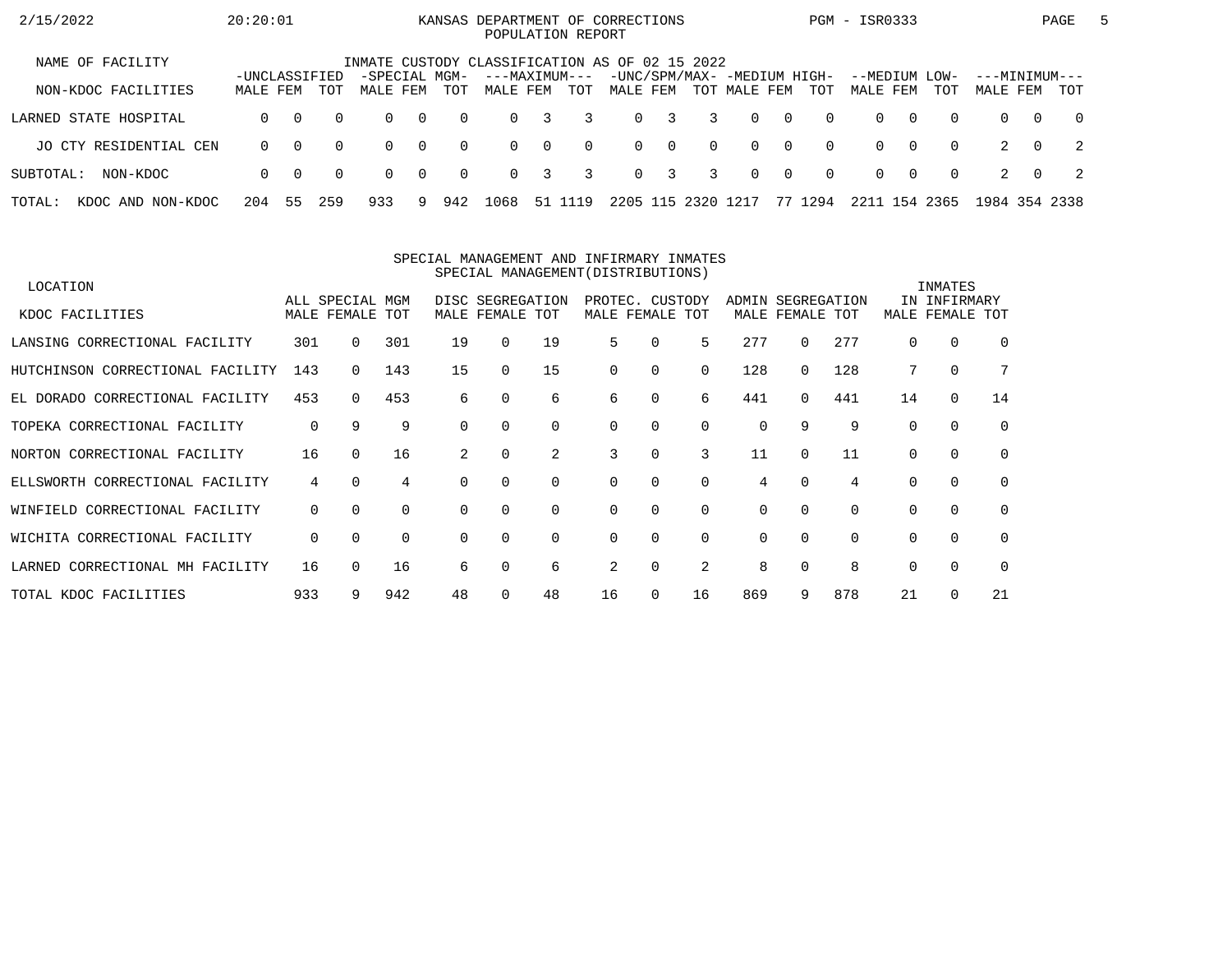KANSAS DEPARTMENT OF CORRECTIONS
POPULATION REPORT

2/15/2022 20:20:01 PGM - ISR0333

INMATE CUSTODY CLASSIFICATION AS OF 02 15 2022

| NAME OF FACILITY | -UNCLASSIFIED | | | -SPECIAL MGM- | | | ---MAXIMUM--- | | | -UNC/SPM/MAX- | | | -MEDIUM HIGH- | | | --MEDIUM LOW- | | | ---MINIMUM--- | | |
|---|---|---|---|---|---|---|---|---|---|---|---|---|---|---|---|---|---|---|---|---|---|
| NON-KDOC FACILITIES | MALE | FEM | TOT | MALE | FEM | TOT | MALE | FEM | TOT | MALE | FEM | TOT | MALE | FEM | TOT | MALE | FEM | TOT | MALE | FEM | TOT |
| LARNED STATE HOSPITAL | 0 | 0 | 0 | 0 | 0 | 0 | 0 | 3 | 3 | 0 | 3 | 3 | 0 | 0 | 0 | 0 | 0 | 0 | 0 | 0 | 0 |
| JO CTY RESIDENTIAL CEN | 0 | 0 | 0 | 0 | 0 | 0 | 0 | 0 | 0 | 0 | 0 | 0 | 0 | 0 | 0 | 0 | 0 | 0 | 2 | 0 | 2 |
| SUBTOTAL: NON-KDOC | 0 | 0 | 0 | 0 | 0 | 0 | 0 | 3 | 3 | 0 | 3 | 3 | 0 | 0 | 0 | 0 | 0 | 0 | 2 | 0 | 2 |
| TOTAL: KDOC AND NON-KDOC | 204 | 55 | 259 | 933 | 9 | 942 | 1068 | 51 | 1119 | 2205 | 115 | 2320 | 1217 | 77 | 1294 | 2211 | 154 | 2365 | 1984 | 354 | 2338 |

SPECIAL MANAGEMENT AND INFIRMARY INMATES
SPECIAL MANAGEMENT(DISTRIBUTIONS)

| LOCATION | ALL SPECIAL MGM | | | DISC SEGREGATION | | | PROTEC. CUSTODY | | | ADMIN SEGREGATION | | | INMATES IN INFIRMARY | | |
|---|---|---|---|---|---|---|---|---|---|---|---|---|---|---|---|
| KDOC FACILITIES | MALE | FEMALE | TOT | MALE | FEMALE | TOT | MALE | FEMALE | TOT | MALE | FEMALE | TOT | MALE | FEMALE | TOT |
| LANSING CORRECTIONAL FACILITY | 301 | 0 | 301 | 19 | 0 | 19 | 5 | 0 | 5 | 277 | 0 | 277 | 0 | 0 | 0 |
| HUTCHINSON CORRECTIONAL FACILITY | 143 | 0 | 143 | 15 | 0 | 15 | 0 | 0 | 0 | 128 | 0 | 128 | 7 | 0 | 7 |
| EL DORADO CORRECTIONAL FACILITY | 453 | 0 | 453 | 6 | 0 | 6 | 6 | 0 | 6 | 441 | 0 | 441 | 14 | 0 | 14 |
| TOPEKA CORRECTIONAL FACILITY | 0 | 9 | 9 | 0 | 0 | 0 | 0 | 0 | 0 | 0 | 9 | 9 | 0 | 0 | 0 |
| NORTON CORRECTIONAL FACILITY | 16 | 0 | 16 | 2 | 0 | 2 | 3 | 0 | 3 | 11 | 0 | 11 | 0 | 0 | 0 |
| ELLSWORTH CORRECTIONAL FACILITY | 4 | 0 | 4 | 0 | 0 | 0 | 0 | 0 | 0 | 4 | 0 | 4 | 0 | 0 | 0 |
| WINFIELD CORRECTIONAL FACILITY | 0 | 0 | 0 | 0 | 0 | 0 | 0 | 0 | 0 | 0 | 0 | 0 | 0 | 0 | 0 |
| WICHITA CORRECTIONAL FACILITY | 0 | 0 | 0 | 0 | 0 | 0 | 0 | 0 | 0 | 0 | 0 | 0 | 0 | 0 | 0 |
| LARNED CORRECTIONAL MH FACILITY | 16 | 0 | 16 | 6 | 0 | 6 | 2 | 0 | 2 | 8 | 0 | 8 | 0 | 0 | 0 |
| TOTAL KDOC FACILITIES | 933 | 9 | 942 | 48 | 0 | 48 | 16 | 0 | 16 | 869 | 9 | 878 | 21 | 0 | 21 |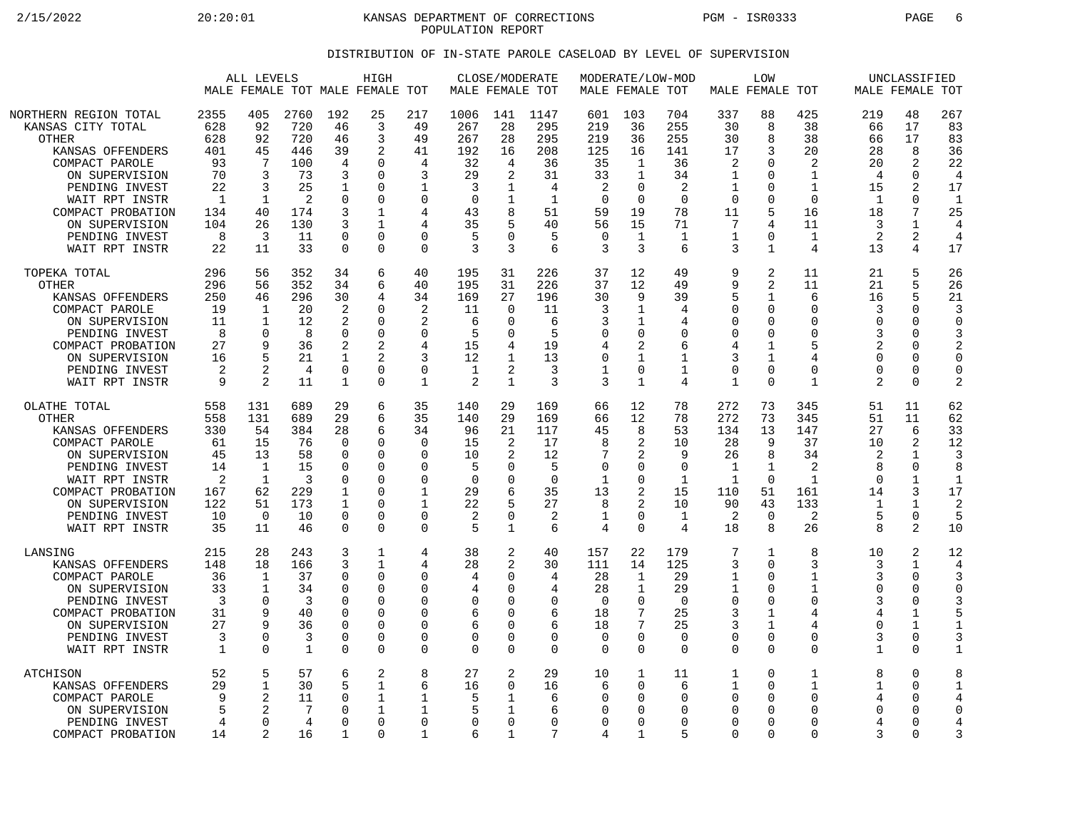KANSAS DEPARTMENT OF CORRECTIONS
POPULATION REPORT

## DISTRIBUTION OF IN-STATE PAROLE CASELOAD BY LEVEL OF SUPERVISION

| | ALL LEVELS | | | HIGH | | | CLOSE/MODERATE | | | MODERATE/LOW-MOD | | | LOW | | | UNCLASSIFIED | | |
|---|---|---|---|---|---|---|---|---|---|---|---|---|---|---|---|---|---|---|
| | MALE | FEMALE | TOT | MALE | FEMALE | TOT | MALE | FEMALE | TOT | MALE | FEMALE | TOT | MALE | FEMALE | TOT | MALE | FEMALE | TOT |
| NORTHERN REGION TOTAL | 2355 | 405 | 2760 | 192 | 25 | 217 | 1006 | 141 | 1147 | 601 | 103 | 704 | 337 | 88 | 425 | 219 | 48 | 267 |
| KANSAS CITY TOTAL | 628 | 92 | 720 | 46 | 3 | 49 | 267 | 28 | 295 | 219 | 36 | 255 | 30 | 8 | 38 | 66 | 17 | 83 |
| OTHER | 628 | 92 | 720 | 46 | 3 | 49 | 267 | 28 | 295 | 219 | 36 | 255 | 30 | 8 | 38 | 66 | 17 | 83 |
| KANSAS OFFENDERS | 401 | 45 | 446 | 39 | 2 | 41 | 192 | 16 | 208 | 125 | 16 | 141 | 17 | 3 | 20 | 28 | 8 | 36 |
| COMPACT PAROLE | 93 | 7 | 100 | 4 | 0 | 4 | 32 | 4 | 36 | 35 | 1 | 36 | 2 | 0 | 2 | 20 | 2 | 22 |
| ON SUPERVISION | 70 | 3 | 73 | 3 | 0 | 3 | 29 | 2 | 31 | 33 | 1 | 34 | 1 | 0 | 1 | 4 | 0 | 4 |
| PENDING INVEST | 22 | 3 | 25 | 1 | 0 | 1 | 3 | 1 | 4 | 2 | 0 | 2 | 1 | 0 | 1 | 15 | 2 | 17 |
| WAIT RPT INSTR | 1 | 1 | 2 | 0 | 0 | 0 | 0 | 1 | 1 | 0 | 0 | 0 | 0 | 0 | 0 | 1 | 0 | 1 |
| COMPACT PROBATION | 134 | 40 | 174 | 3 | 1 | 4 | 43 | 8 | 51 | 59 | 19 | 78 | 11 | 5 | 16 | 18 | 7 | 25 |
| ON SUPERVISION | 104 | 26 | 130 | 3 | 1 | 4 | 35 | 5 | 40 | 56 | 15 | 71 | 7 | 4 | 11 | 3 | 1 | 4 |
| PENDING INVEST | 8 | 3 | 11 | 0 | 0 | 0 | 5 | 0 | 5 | 0 | 1 | 1 | 1 | 0 | 1 | 2 | 2 | 4 |
| WAIT RPT INSTR | 22 | 11 | 33 | 0 | 0 | 0 | 3 | 3 | 6 | 3 | 3 | 6 | 3 | 1 | 4 | 13 | 4 | 17 |
| TOPEKA TOTAL | 296 | 56 | 352 | 34 | 6 | 40 | 195 | 31 | 226 | 37 | 12 | 49 | 9 | 2 | 11 | 21 | 5 | 26 |
| OTHER | 296 | 56 | 352 | 34 | 6 | 40 | 195 | 31 | 226 | 37 | 12 | 49 | 9 | 2 | 11 | 21 | 5 | 26 |
| KANSAS OFFENDERS | 250 | 46 | 296 | 30 | 4 | 34 | 169 | 27 | 196 | 30 | 9 | 39 | 5 | 1 | 6 | 16 | 5 | 21 |
| COMPACT PAROLE | 19 | 1 | 20 | 2 | 0 | 2 | 11 | 0 | 11 | 3 | 1 | 4 | 0 | 0 | 0 | 3 | 0 | 3 |
| ON SUPERVISION | 11 | 1 | 12 | 2 | 0 | 2 | 6 | 0 | 6 | 3 | 1 | 4 | 0 | 0 | 0 | 0 | 0 | 0 |
| PENDING INVEST | 8 | 0 | 8 | 0 | 0 | 0 | 5 | 0 | 5 | 0 | 0 | 0 | 0 | 0 | 0 | 3 | 0 | 3 |
| COMPACT PROBATION | 27 | 9 | 36 | 2 | 2 | 4 | 15 | 4 | 19 | 4 | 2 | 6 | 4 | 1 | 5 | 2 | 0 | 2 |
| ON SUPERVISION | 16 | 5 | 21 | 1 | 2 | 3 | 12 | 1 | 13 | 0 | 1 | 1 | 3 | 1 | 4 | 0 | 0 | 0 |
| PENDING INVEST | 2 | 2 | 4 | 0 | 0 | 0 | 1 | 2 | 3 | 1 | 0 | 1 | 0 | 0 | 0 | 0 | 0 | 0 |
| WAIT RPT INSTR | 9 | 2 | 11 | 1 | 0 | 1 | 2 | 1 | 3 | 3 | 1 | 4 | 1 | 0 | 1 | 2 | 0 | 2 |
| OLATHE TOTAL | 558 | 131 | 689 | 29 | 6 | 35 | 140 | 29 | 169 | 66 | 12 | 78 | 272 | 73 | 345 | 51 | 11 | 62 |
| OTHER | 558 | 131 | 689 | 29 | 6 | 35 | 140 | 29 | 169 | 66 | 12 | 78 | 272 | 73 | 345 | 51 | 11 | 62 |
| KANSAS OFFENDERS | 330 | 54 | 384 | 28 | 6 | 34 | 96 | 21 | 117 | 45 | 8 | 53 | 134 | 13 | 147 | 27 | 6 | 33 |
| COMPACT PAROLE | 61 | 15 | 76 | 0 | 0 | 0 | 15 | 2 | 17 | 8 | 2 | 10 | 28 | 9 | 37 | 10 | 2 | 12 |
| ON SUPERVISION | 45 | 13 | 58 | 0 | 0 | 0 | 10 | 2 | 12 | 7 | 2 | 9 | 26 | 8 | 34 | 2 | 1 | 3 |
| PENDING INVEST | 14 | 1 | 15 | 0 | 0 | 0 | 5 | 0 | 5 | 0 | 0 | 0 | 1 | 1 | 2 | 8 | 0 | 8 |
| WAIT RPT INSTR | 2 | 1 | 3 | 0 | 0 | 0 | 0 | 0 | 0 | 1 | 0 | 1 | 1 | 0 | 1 | 0 | 1 | 1 |
| COMPACT PROBATION | 167 | 62 | 229 | 1 | 0 | 1 | 29 | 6 | 35 | 13 | 2 | 15 | 110 | 51 | 161 | 14 | 3 | 17 |
| ON SUPERVISION | 122 | 51 | 173 | 1 | 0 | 1 | 22 | 5 | 27 | 8 | 2 | 10 | 90 | 43 | 133 | 1 | 1 | 2 |
| PENDING INVEST | 10 | 0 | 10 | 0 | 0 | 0 | 2 | 0 | 2 | 1 | 0 | 1 | 2 | 0 | 2 | 5 | 0 | 5 |
| WAIT RPT INSTR | 35 | 11 | 46 | 0 | 0 | 0 | 5 | 1 | 6 | 4 | 0 | 4 | 18 | 8 | 26 | 8 | 2 | 10 |
| LANSING | 215 | 28 | 243 | 3 | 1 | 4 | 38 | 2 | 40 | 157 | 22 | 179 | 7 | 1 | 8 | 10 | 2 | 12 |
| KANSAS OFFENDERS | 148 | 18 | 166 | 3 | 1 | 4 | 28 | 2 | 30 | 111 | 14 | 125 | 3 | 0 | 3 | 3 | 1 | 4 |
| COMPACT PAROLE | 36 | 1 | 37 | 0 | 0 | 0 | 4 | 0 | 4 | 28 | 1 | 29 | 1 | 0 | 1 | 3 | 0 | 3 |
| ON SUPERVISION | 33 | 1 | 34 | 0 | 0 | 0 | 4 | 0 | 4 | 28 | 1 | 29 | 1 | 0 | 1 | 0 | 0 | 0 |
| PENDING INVEST | 3 | 0 | 3 | 0 | 0 | 0 | 0 | 0 | 0 | 0 | 0 | 0 | 0 | 0 | 0 | 3 | 0 | 3 |
| COMPACT PROBATION | 31 | 9 | 40 | 0 | 0 | 0 | 6 | 0 | 6 | 18 | 7 | 25 | 3 | 1 | 4 | 4 | 1 | 5 |
| ON SUPERVISION | 27 | 9 | 36 | 0 | 0 | 0 | 6 | 0 | 6 | 18 | 7 | 25 | 3 | 1 | 4 | 0 | 1 | 1 |
| PENDING INVEST | 3 | 0 | 3 | 0 | 0 | 0 | 0 | 0 | 0 | 0 | 0 | 0 | 0 | 0 | 0 | 3 | 0 | 3 |
| WAIT RPT INSTR | 1 | 0 | 1 | 0 | 0 | 0 | 0 | 0 | 0 | 0 | 0 | 0 | 0 | 0 | 0 | 1 | 0 | 1 |
| ATCHISON | 52 | 5 | 57 | 6 | 2 | 8 | 27 | 2 | 29 | 10 | 1 | 11 | 1 | 0 | 1 | 8 | 0 | 8 |
| KANSAS OFFENDERS | 29 | 1 | 30 | 5 | 1 | 6 | 16 | 0 | 16 | 6 | 0 | 6 | 1 | 0 | 1 | 1 | 0 | 1 |
| COMPACT PAROLE | 9 | 2 | 11 | 0 | 1 | 1 | 5 | 1 | 6 | 0 | 0 | 0 | 0 | 0 | 0 | 4 | 0 | 4 |
| ON SUPERVISION | 5 | 2 | 7 | 0 | 1 | 1 | 5 | 1 | 6 | 0 | 0 | 0 | 0 | 0 | 0 | 0 | 0 | 0 |
| PENDING INVEST | 4 | 0 | 4 | 0 | 0 | 0 | 0 | 0 | 0 | 0 | 0 | 0 | 0 | 0 | 0 | 4 | 0 | 4 |
| COMPACT PROBATION | 14 | 2 | 16 | 1 | 0 | 1 | 6 | 1 | 7 | 4 | 1 | 5 | 0 | 0 | 0 | 3 | 0 | 3 |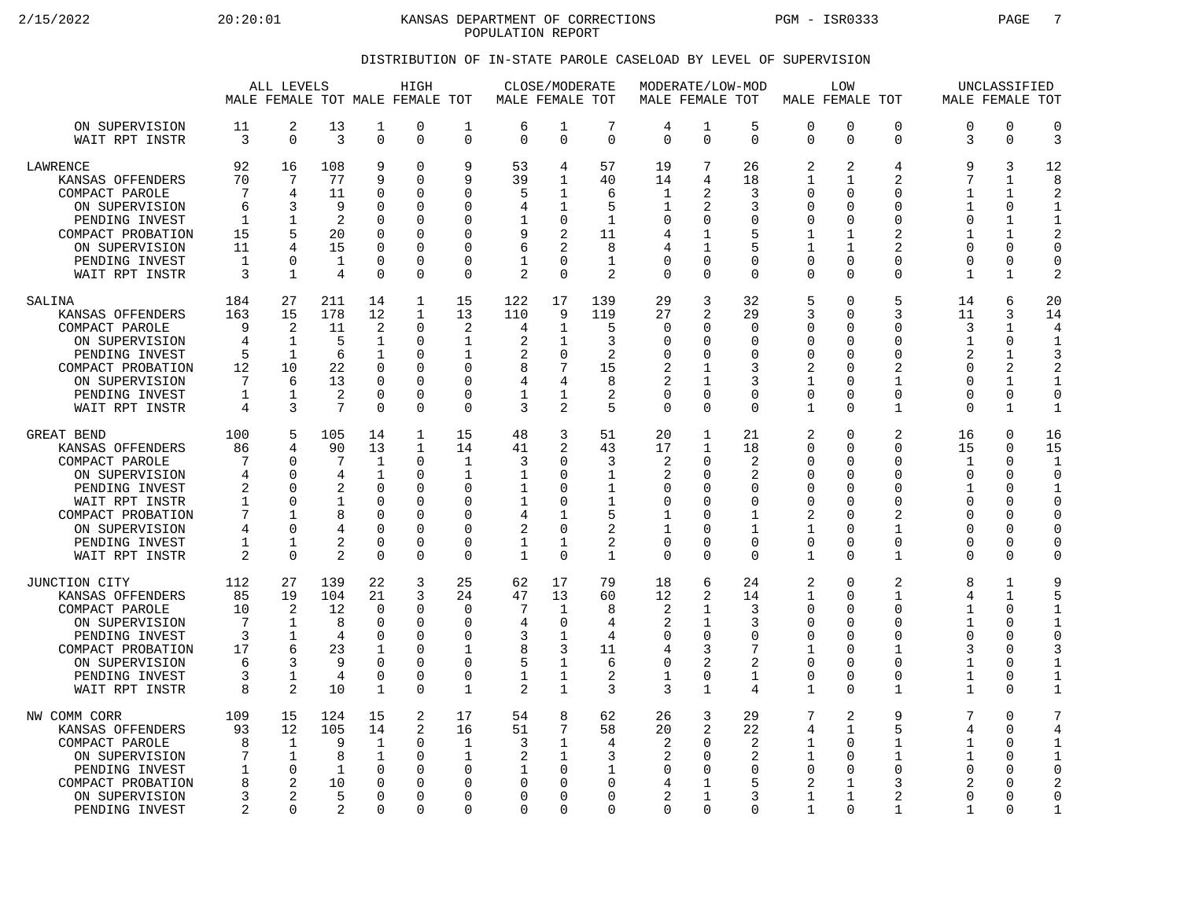KANSAS DEPARTMENT OF CORRECTIONS
POPULATION REPORT

## DISTRIBUTION OF IN-STATE PAROLE CASELOAD BY LEVEL OF SUPERVISION

| | ALL LEVELS | | | HIGH | | | CLOSE/MODERATE | | | MODERATE/LOW-MOD | | | LOW | | | UNCLASSIFIED | | |
|---|---|---|---|---|---|---|---|---|---|---|---|---|---|---|---|---|---|---|
| | MALE | FEMALE | TOT | MALE | FEMALE | TOT | MALE | FEMALE | TOT | MALE | FEMALE | TOT | MALE | FEMALE | TOT | MALE | FEMALE | TOT |
| ON SUPERVISION | 11 | 2 | 13 | 1 | 0 | 1 | 6 | 1 | 7 | 4 | 1 | 5 | 0 | 0 | 0 | 0 | 0 | 0 |
| WAIT RPT INSTR | 3 | 0 | 3 | 0 | 0 | 0 | 0 | 0 | 0 | 0 | 0 | 0 | 0 | 0 | 0 | 3 | 0 | 3 |
| LAWRENCE | 92 | 16 | 108 | 9 | 0 | 9 | 53 | 4 | 57 | 19 | 7 | 26 | 2 | 2 | 4 | 9 | 3 | 12 |
| KANSAS OFFENDERS | 70 | 7 | 77 | 9 | 0 | 9 | 39 | 1 | 40 | 14 | 4 | 18 | 1 | 1 | 2 | 7 | 1 | 8 |
| COMPACT PAROLE | 7 | 4 | 11 | 0 | 0 | 0 | 5 | 1 | 6 | 1 | 2 | 3 | 0 | 0 | 0 | 1 | 1 | 2 |
| ON SUPERVISION | 6 | 3 | 9 | 0 | 0 | 0 | 4 | 1 | 5 | 1 | 2 | 3 | 0 | 0 | 0 | 1 | 0 | 1 |
| PENDING INVEST | 1 | 1 | 2 | 0 | 0 | 0 | 1 | 0 | 1 | 0 | 0 | 0 | 0 | 0 | 0 | 0 | 1 | 1 |
| COMPACT PROBATION | 15 | 5 | 20 | 0 | 0 | 0 | 9 | 2 | 11 | 4 | 1 | 5 | 1 | 1 | 2 | 1 | 1 | 2 |
| ON SUPERVISION | 11 | 4 | 15 | 0 | 0 | 0 | 6 | 2 | 8 | 4 | 1 | 5 | 1 | 1 | 2 | 0 | 0 | 0 |
| PENDING INVEST | 1 | 0 | 1 | 0 | 0 | 0 | 1 | 0 | 1 | 0 | 0 | 0 | 0 | 0 | 0 | 0 | 0 | 0 |
| WAIT RPT INSTR | 3 | 1 | 4 | 0 | 0 | 0 | 2 | 0 | 2 | 0 | 0 | 0 | 0 | 0 | 0 | 1 | 1 | 2 |
| SALINA | 184 | 27 | 211 | 14 | 1 | 15 | 122 | 17 | 139 | 29 | 3 | 32 | 5 | 0 | 5 | 14 | 6 | 20 |
| KANSAS OFFENDERS | 163 | 15 | 178 | 12 | 1 | 13 | 110 | 9 | 119 | 27 | 2 | 29 | 3 | 0 | 3 | 11 | 3 | 14 |
| COMPACT PAROLE | 9 | 2 | 11 | 2 | 0 | 2 | 4 | 1 | 5 | 0 | 0 | 0 | 0 | 0 | 0 | 3 | 1 | 4 |
| ON SUPERVISION | 4 | 1 | 5 | 1 | 0 | 1 | 2 | 1 | 3 | 0 | 0 | 0 | 0 | 0 | 0 | 1 | 0 | 1 |
| PENDING INVEST | 5 | 1 | 6 | 1 | 0 | 1 | 2 | 0 | 2 | 0 | 0 | 0 | 0 | 0 | 0 | 2 | 1 | 3 |
| COMPACT PROBATION | 12 | 10 | 22 | 0 | 0 | 0 | 8 | 7 | 15 | 2 | 1 | 3 | 2 | 0 | 2 | 0 | 2 | 2 |
| ON SUPERVISION | 7 | 6 | 13 | 0 | 0 | 0 | 4 | 4 | 8 | 2 | 1 | 3 | 1 | 0 | 1 | 0 | 1 | 1 |
| PENDING INVEST | 1 | 1 | 2 | 0 | 0 | 0 | 1 | 1 | 2 | 0 | 0 | 0 | 0 | 0 | 0 | 0 | 0 | 0 |
| WAIT RPT INSTR | 4 | 3 | 7 | 0 | 0 | 0 | 3 | 2 | 5 | 0 | 0 | 0 | 1 | 0 | 1 | 0 | 1 | 1 |
| GREAT BEND | 100 | 5 | 105 | 14 | 1 | 15 | 48 | 3 | 51 | 20 | 1 | 21 | 2 | 0 | 2 | 16 | 0 | 16 |
| KANSAS OFFENDERS | 86 | 4 | 90 | 13 | 1 | 14 | 41 | 2 | 43 | 17 | 1 | 18 | 0 | 0 | 0 | 15 | 0 | 15 |
| COMPACT PAROLE | 7 | 0 | 7 | 1 | 0 | 1 | 3 | 0 | 3 | 2 | 0 | 2 | 0 | 0 | 0 | 1 | 0 | 1 |
| ON SUPERVISION | 4 | 0 | 4 | 1 | 0 | 1 | 1 | 0 | 1 | 2 | 0 | 2 | 0 | 0 | 0 | 0 | 0 | 0 |
| PENDING INVEST | 2 | 0 | 2 | 0 | 0 | 0 | 1 | 0 | 1 | 0 | 0 | 0 | 0 | 0 | 0 | 1 | 0 | 1 |
| WAIT RPT INSTR | 1 | 0 | 1 | 0 | 0 | 0 | 1 | 0 | 1 | 0 | 0 | 0 | 0 | 0 | 0 | 0 | 0 | 0 |
| COMPACT PROBATION | 7 | 1 | 8 | 0 | 0 | 0 | 4 | 1 | 5 | 1 | 0 | 1 | 2 | 0 | 2 | 0 | 0 | 0 |
| ON SUPERVISION | 4 | 0 | 4 | 0 | 0 | 0 | 2 | 0 | 2 | 1 | 0 | 1 | 1 | 0 | 1 | 0 | 0 | 0 |
| PENDING INVEST | 1 | 1 | 2 | 0 | 0 | 0 | 1 | 1 | 2 | 0 | 0 | 0 | 0 | 0 | 0 | 0 | 0 | 0 |
| WAIT RPT INSTR | 2 | 0 | 2 | 0 | 0 | 0 | 1 | 0 | 1 | 0 | 0 | 0 | 1 | 0 | 1 | 0 | 0 | 0 |
| JUNCTION CITY | 112 | 27 | 139 | 22 | 3 | 25 | 62 | 17 | 79 | 18 | 6 | 24 | 2 | 0 | 2 | 8 | 1 | 9 |
| KANSAS OFFENDERS | 85 | 19 | 104 | 21 | 3 | 24 | 47 | 13 | 60 | 12 | 2 | 14 | 1 | 0 | 1 | 4 | 1 | 5 |
| COMPACT PAROLE | 10 | 2 | 12 | 0 | 0 | 0 | 7 | 1 | 8 | 2 | 1 | 3 | 0 | 0 | 0 | 1 | 0 | 1 |
| ON SUPERVISION | 7 | 1 | 8 | 0 | 0 | 0 | 4 | 0 | 4 | 2 | 1 | 3 | 0 | 0 | 0 | 1 | 0 | 1 |
| PENDING INVEST | 3 | 1 | 4 | 0 | 0 | 0 | 3 | 1 | 4 | 0 | 0 | 0 | 0 | 0 | 0 | 0 | 0 | 0 |
| COMPACT PROBATION | 17 | 6 | 23 | 1 | 0 | 1 | 8 | 3 | 11 | 4 | 3 | 7 | 1 | 0 | 1 | 3 | 0 | 3 |
| ON SUPERVISION | 6 | 3 | 9 | 0 | 0 | 0 | 5 | 1 | 6 | 0 | 2 | 2 | 0 | 0 | 0 | 1 | 0 | 1 |
| PENDING INVEST | 3 | 1 | 4 | 0 | 0 | 0 | 1 | 1 | 2 | 1 | 0 | 1 | 0 | 0 | 0 | 1 | 0 | 1 |
| WAIT RPT INSTR | 8 | 2 | 10 | 1 | 0 | 1 | 2 | 1 | 3 | 3 | 1 | 4 | 1 | 0 | 1 | 1 | 0 | 1 |
| NW COMM CORR | 109 | 15 | 124 | 15 | 2 | 17 | 54 | 8 | 62 | 26 | 3 | 29 | 7 | 2 | 9 | 7 | 0 | 7 |
| KANSAS OFFENDERS | 93 | 12 | 105 | 14 | 2 | 16 | 51 | 7 | 58 | 20 | 2 | 22 | 4 | 1 | 5 | 4 | 0 | 4 |
| COMPACT PAROLE | 8 | 1 | 9 | 1 | 0 | 1 | 3 | 1 | 4 | 2 | 0 | 2 | 1 | 0 | 1 | 1 | 0 | 1 |
| ON SUPERVISION | 7 | 1 | 8 | 1 | 0 | 1 | 2 | 1 | 3 | 2 | 0 | 2 | 1 | 0 | 1 | 1 | 0 | 1 |
| PENDING INVEST | 1 | 0 | 1 | 0 | 0 | 0 | 1 | 0 | 1 | 0 | 0 | 0 | 0 | 0 | 0 | 0 | 0 | 0 |
| COMPACT PROBATION | 8 | 2 | 10 | 0 | 0 | 0 | 0 | 0 | 0 | 4 | 1 | 5 | 2 | 1 | 3 | 2 | 0 | 2 |
| ON SUPERVISION | 3 | 2 | 5 | 0 | 0 | 0 | 0 | 0 | 0 | 2 | 1 | 3 | 1 | 1 | 2 | 0 | 0 | 0 |
| PENDING INVEST | 2 | 0 | 2 | 0 | 0 | 0 | 0 | 0 | 0 | 0 | 0 | 0 | 1 | 0 | 1 | 1 | 0 | 1 |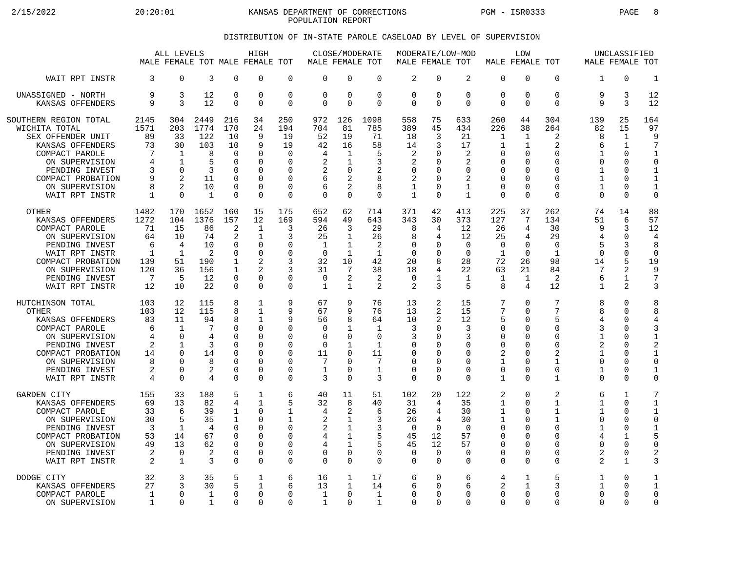KANSAS DEPARTMENT OF CORRECTIONS
POPULATION REPORT

DISTRIBUTION OF IN-STATE PAROLE CASELOAD BY LEVEL OF SUPERVISION

| | ALL LEVELS | | | HIGH | | | CLOSE/MODERATE | | | MODERATE/LOW-MOD | | | LOW | | | UNCLASSIFIED | | |
|---|---|---|---|---|---|---|---|---|---|---|---|---|---|---|---|---|---|---|
| | MALE | FEMALE | TOT | MALE | FEMALE | TOT | MALE | FEMALE | TOT | MALE | FEMALE | TOT | MALE | FEMALE | TOT | MALE | FEMALE | TOT |
| WAIT RPT INSTR | 3 | 0 | 3 | 0 | 0 | 0 | 0 | 0 | 0 | 2 | 0 | 2 | 0 | 0 | 0 | 1 | 0 | 1 |
| UNASSIGNED - NORTH | 9 | 3 | 12 | 0 | 0 | 0 | 0 | 0 | 0 | 0 | 0 | 0 | 0 | 0 | 0 | 9 | 3 | 12 |
| KANSAS OFFENDERS | 9 | 3 | 12 | 0 | 0 | 0 | 0 | 0 | 0 | 0 | 0 | 0 | 0 | 0 | 0 | 9 | 3 | 12 |
| SOUTHERN REGION TOTAL | 2145 | 304 | 2449 | 216 | 34 | 250 | 972 | 126 | 1098 | 558 | 75 | 633 | 260 | 44 | 304 | 139 | 25 | 164 |
| WICHITA TOTAL | 1571 | 203 | 1774 | 170 | 24 | 194 | 704 | 81 | 785 | 389 | 45 | 434 | 226 | 38 | 264 | 82 | 15 | 97 |
| SEX OFFENDER UNIT | 89 | 33 | 122 | 10 | 9 | 19 | 52 | 19 | 71 | 18 | 3 | 21 | 1 | 1 | 2 | 8 | 1 | 9 |
| KANSAS OFFENDERS | 73 | 30 | 103 | 10 | 9 | 19 | 42 | 16 | 58 | 14 | 3 | 17 | 1 | 1 | 2 | 6 | 1 | 7 |
| COMPACT PAROLE | 7 | 1 | 8 | 0 | 0 | 0 | 4 | 1 | 5 | 2 | 0 | 2 | 0 | 0 | 0 | 1 | 0 | 1 |
| ON SUPERVISION | 4 | 1 | 5 | 0 | 0 | 0 | 2 | 1 | 3 | 2 | 0 | 2 | 0 | 0 | 0 | 0 | 0 | 0 |
| PENDING INVEST | 3 | 0 | 3 | 0 | 0 | 0 | 2 | 0 | 2 | 0 | 0 | 0 | 0 | 0 | 0 | 1 | 0 | 1 |
| COMPACT PROBATION | 9 | 2 | 11 | 0 | 0 | 0 | 6 | 2 | 8 | 2 | 0 | 2 | 0 | 0 | 0 | 1 | 0 | 1 |
| ON SUPERVISION | 8 | 2 | 10 | 0 | 0 | 0 | 6 | 2 | 8 | 1 | 0 | 1 | 0 | 0 | 0 | 1 | 0 | 1 |
| WAIT RPT INSTR | 1 | 0 | 1 | 0 | 0 | 0 | 0 | 0 | 0 | 1 | 0 | 1 | 0 | 0 | 0 | 0 | 0 | 0 |
| OTHER | 1482 | 170 | 1652 | 160 | 15 | 175 | 652 | 62 | 714 | 371 | 42 | 413 | 225 | 37 | 262 | 74 | 14 | 88 |
| KANSAS OFFENDERS | 1272 | 104 | 1376 | 157 | 12 | 169 | 594 | 49 | 643 | 343 | 30 | 373 | 127 | 7 | 134 | 51 | 6 | 57 |
| COMPACT PAROLE | 71 | 15 | 86 | 2 | 1 | 3 | 26 | 3 | 29 | 8 | 4 | 12 | 26 | 4 | 30 | 9 | 3 | 12 |
| ON SUPERVISION | 64 | 10 | 74 | 2 | 1 | 3 | 25 | 1 | 26 | 8 | 4 | 12 | 25 | 4 | 29 | 4 | 0 | 4 |
| PENDING INVEST | 6 | 4 | 10 | 0 | 0 | 0 | 1 | 1 | 2 | 0 | 0 | 0 | 0 | 0 | 0 | 5 | 3 | 8 |
| WAIT RPT INSTR | 1 | 1 | 2 | 0 | 0 | 0 | 0 | 1 | 1 | 0 | 0 | 0 | 1 | 0 | 1 | 0 | 0 | 0 |
| COMPACT PROBATION | 139 | 51 | 190 | 1 | 2 | 3 | 32 | 10 | 42 | 20 | 8 | 28 | 72 | 26 | 98 | 14 | 5 | 19 |
| ON SUPERVISION | 120 | 36 | 156 | 1 | 2 | 3 | 31 | 7 | 38 | 18 | 4 | 22 | 63 | 21 | 84 | 7 | 2 | 9 |
| PENDING INVEST | 7 | 5 | 12 | 0 | 0 | 0 | 0 | 2 | 2 | 0 | 1 | 1 | 1 | 1 | 2 | 6 | 1 | 7 |
| WAIT RPT INSTR | 12 | 10 | 22 | 0 | 0 | 0 | 1 | 1 | 2 | 2 | 3 | 5 | 8 | 4 | 12 | 1 | 2 | 3 |
| HUTCHINSON TOTAL | 103 | 12 | 115 | 8 | 1 | 9 | 67 | 9 | 76 | 13 | 2 | 15 | 7 | 0 | 7 | 8 | 0 | 8 |
| OTHER | 103 | 12 | 115 | 8 | 1 | 9 | 67 | 9 | 76 | 13 | 2 | 15 | 7 | 0 | 7 | 8 | 0 | 8 |
| KANSAS OFFENDERS | 83 | 11 | 94 | 8 | 1 | 9 | 56 | 8 | 64 | 10 | 2 | 12 | 5 | 0 | 5 | 4 | 0 | 4 |
| COMPACT PAROLE | 6 | 1 | 7 | 0 | 0 | 0 | 0 | 1 | 1 | 3 | 0 | 3 | 0 | 0 | 0 | 3 | 0 | 3 |
| ON SUPERVISION | 4 | 0 | 4 | 0 | 0 | 0 | 0 | 0 | 0 | 3 | 0 | 3 | 0 | 0 | 0 | 1 | 0 | 1 |
| PENDING INVEST | 2 | 1 | 3 | 0 | 0 | 0 | 0 | 1 | 1 | 0 | 0 | 0 | 0 | 0 | 0 | 2 | 0 | 2 |
| COMPACT PROBATION | 14 | 0 | 14 | 0 | 0 | 0 | 11 | 0 | 11 | 0 | 0 | 0 | 2 | 0 | 2 | 1 | 0 | 1 |
| ON SUPERVISION | 8 | 0 | 8 | 0 | 0 | 0 | 7 | 0 | 7 | 0 | 0 | 0 | 1 | 0 | 1 | 0 | 0 | 0 |
| PENDING INVEST | 2 | 0 | 2 | 0 | 0 | 0 | 1 | 0 | 1 | 0 | 0 | 0 | 0 | 0 | 0 | 1 | 0 | 1 |
| WAIT RPT INSTR | 4 | 0 | 4 | 0 | 0 | 0 | 3 | 0 | 3 | 0 | 0 | 0 | 1 | 0 | 1 | 0 | 0 | 0 |
| GARDEN CITY | 155 | 33 | 188 | 5 | 1 | 6 | 40 | 11 | 51 | 102 | 20 | 122 | 2 | 0 | 2 | 6 | 1 | 7 |
| KANSAS OFFENDERS | 69 | 13 | 82 | 4 | 1 | 5 | 32 | 8 | 40 | 31 | 4 | 35 | 1 | 0 | 1 | 1 | 0 | 1 |
| COMPACT PAROLE | 33 | 6 | 39 | 1 | 0 | 1 | 4 | 2 | 6 | 26 | 4 | 30 | 1 | 0 | 1 | 1 | 0 | 1 |
| ON SUPERVISION | 30 | 5 | 35 | 1 | 0 | 1 | 2 | 1 | 3 | 26 | 4 | 30 | 1 | 0 | 1 | 0 | 0 | 0 |
| PENDING INVEST | 3 | 1 | 4 | 0 | 0 | 0 | 2 | 1 | 3 | 0 | 0 | 0 | 0 | 0 | 0 | 1 | 0 | 1 |
| COMPACT PROBATION | 53 | 14 | 67 | 0 | 0 | 0 | 4 | 1 | 5 | 45 | 12 | 57 | 0 | 0 | 0 | 4 | 1 | 5 |
| ON SUPERVISION | 49 | 13 | 62 | 0 | 0 | 0 | 4 | 1 | 5 | 45 | 12 | 57 | 0 | 0 | 0 | 0 | 0 | 0 |
| PENDING INVEST | 2 | 0 | 2 | 0 | 0 | 0 | 0 | 0 | 0 | 0 | 0 | 0 | 0 | 0 | 0 | 2 | 0 | 2 |
| WAIT RPT INSTR | 2 | 1 | 3 | 0 | 0 | 0 | 0 | 0 | 0 | 0 | 0 | 0 | 0 | 0 | 0 | 2 | 1 | 3 |
| DODGE CITY | 32 | 3 | 35 | 5 | 1 | 6 | 16 | 1 | 17 | 6 | 0 | 6 | 4 | 1 | 5 | 1 | 0 | 1 |
| KANSAS OFFENDERS | 27 | 3 | 30 | 5 | 1 | 6 | 13 | 1 | 14 | 6 | 0 | 6 | 2 | 1 | 3 | 1 | 0 | 1 |
| COMPACT PAROLE | 1 | 0 | 1 | 0 | 0 | 0 | 1 | 0 | 1 | 0 | 0 | 0 | 0 | 0 | 0 | 0 | 0 | 0 |
| ON SUPERVISION | 1 | 0 | 1 | 0 | 0 | 0 | 1 | 0 | 1 | 0 | 0 | 0 | 0 | 0 | 0 | 0 | 0 | 0 |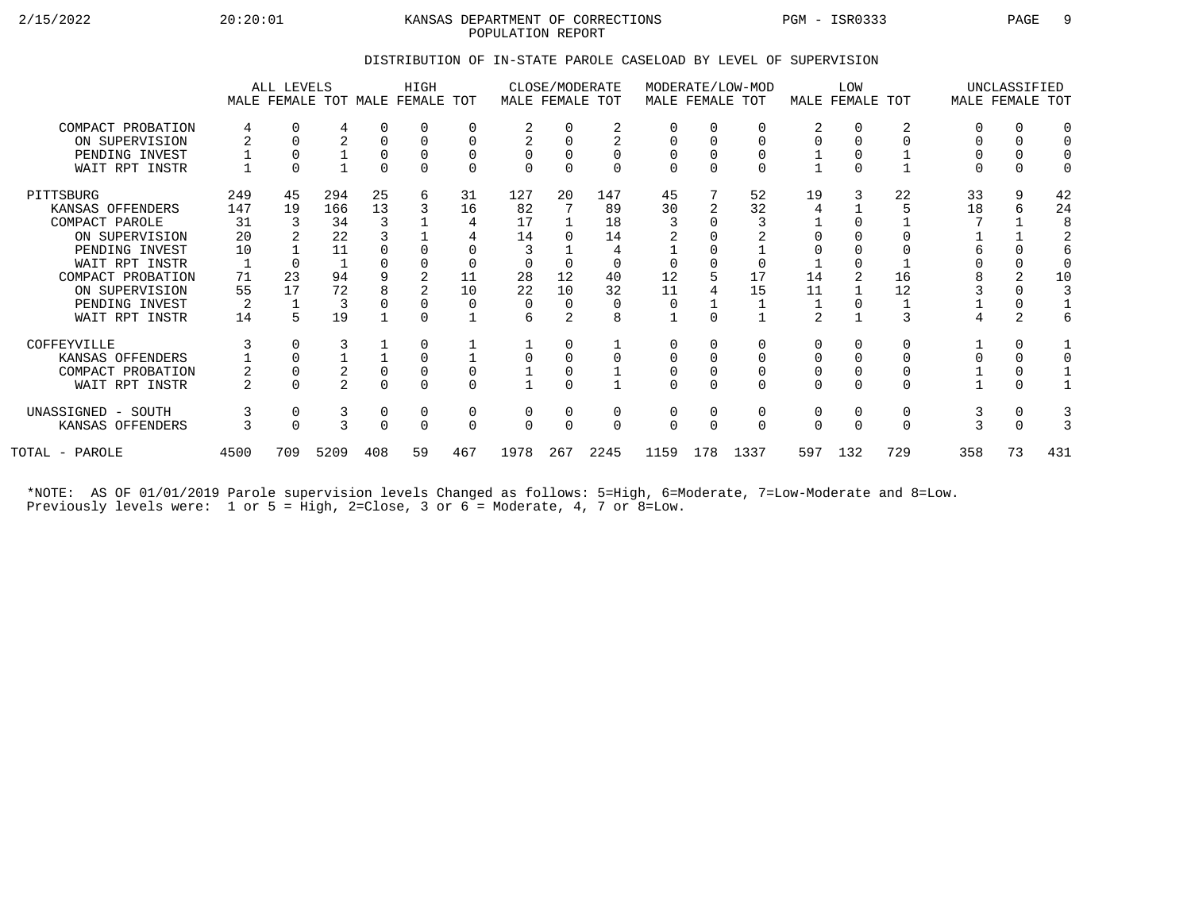DISTRIBUTION OF IN-STATE PAROLE CASELOAD BY LEVEL OF SUPERVISION

| | ALL LEVELS | | | HIGH | | | CLOSE/MODERATE | | | MODERATE/LOW-MOD | | | LOW | | | UNCLASSIFIED | | |
|---|---|---|---|---|---|---|---|---|---|---|---|---|---|---|---|---|---|---|
| | MALE | FEMALE | TOT | MALE | FEMALE | TOT | MALE | FEMALE | TOT | MALE | FEMALE | TOT | MALE | FEMALE | TOT | MALE | FEMALE | TOT |
| COMPACT PROBATION | 4 | 0 | 4 | 0 | 0 | 0 | 2 | 0 | 2 | 0 | 0 | 0 | 2 | 0 | 2 | 0 | 0 | 0 |
| ON SUPERVISION | 2 | 0 | 2 | 0 | 0 | 0 | 2 | 0 | 2 | 0 | 0 | 0 | 0 | 0 | 0 | 0 | 0 | 0 |
| PENDING INVEST | 1 | 0 | 1 | 0 | 0 | 0 | 0 | 0 | 0 | 0 | 0 | 0 | 1 | 0 | 1 | 0 | 0 | 0 |
| WAIT RPT INSTR | 1 | 0 | 1 | 0 | 0 | 0 | 0 | 0 | 0 | 0 | 0 | 0 | 1 | 0 | 1 | 0 | 0 | 0 |
| PITTSBURG | 249 | 45 | 294 | 25 | 6 | 31 | 127 | 20 | 147 | 45 | 7 | 52 | 19 | 3 | 22 | 33 | 9 | 42 |
| KANSAS OFFENDERS | 147 | 19 | 166 | 13 | 3 | 16 | 82 | 7 | 89 | 30 | 2 | 32 | 4 | 1 | 5 | 18 | 6 | 24 |
| COMPACT PAROLE | 31 | 3 | 34 | 3 | 1 | 4 | 17 | 1 | 18 | 3 | 0 | 3 | 1 | 0 | 1 | 7 | 1 | 8 |
| ON SUPERVISION | 20 | 2 | 22 | 3 | 1 | 4 | 14 | 0 | 14 | 2 | 0 | 2 | 0 | 0 | 0 | 1 | 1 | 2 |
| PENDING INVEST | 10 | 1 | 11 | 0 | 0 | 0 | 3 | 1 | 4 | 1 | 0 | 1 | 0 | 0 | 0 | 6 | 0 | 6 |
| WAIT RPT INSTR | 1 | 0 | 1 | 0 | 0 | 0 | 0 | 0 | 0 | 0 | 0 | 0 | 1 | 0 | 1 | 0 | 0 | 0 |
| COMPACT PROBATION | 71 | 23 | 94 | 9 | 2 | 11 | 28 | 12 | 40 | 12 | 5 | 17 | 14 | 2 | 16 | 8 | 2 | 10 |
| ON SUPERVISION | 55 | 17 | 72 | 8 | 2 | 10 | 22 | 10 | 32 | 11 | 4 | 15 | 11 | 1 | 12 | 3 | 0 | 3 |
| PENDING INVEST | 2 | 1 | 3 | 0 | 0 | 0 | 0 | 0 | 0 | 0 | 1 | 1 | 1 | 0 | 1 | 1 | 0 | 1 |
| WAIT RPT INSTR | 14 | 5 | 19 | 1 | 0 | 1 | 6 | 2 | 8 | 1 | 0 | 1 | 2 | 1 | 3 | 4 | 2 | 6 |
| COFFEYVILLE | 3 | 0 | 3 | 1 | 0 | 1 | 1 | 0 | 1 | 0 | 0 | 0 | 0 | 0 | 0 | 1 | 0 | 1 |
| KANSAS OFFENDERS | 1 | 0 | 1 | 1 | 0 | 1 | 0 | 0 | 0 | 0 | 0 | 0 | 0 | 0 | 0 | 0 | 0 | 0 |
| COMPACT PROBATION | 2 | 0 | 2 | 0 | 0 | 0 | 1 | 0 | 1 | 0 | 0 | 0 | 0 | 0 | 0 | 1 | 0 | 1 |
| WAIT RPT INSTR | 2 | 0 | 2 | 0 | 0 | 0 | 1 | 0 | 1 | 0 | 0 | 0 | 0 | 0 | 0 | 1 | 0 | 1 |
| UNASSIGNED - SOUTH | 3 | 0 | 3 | 0 | 0 | 0 | 0 | 0 | 0 | 0 | 0 | 0 | 0 | 0 | 0 | 3 | 0 | 3 |
| KANSAS OFFENDERS | 3 | 0 | 3 | 0 | 0 | 0 | 0 | 0 | 0 | 0 | 0 | 0 | 0 | 0 | 0 | 3 | 0 | 3 |
| TOTAL - PAROLE | 4500 | 709 | 5209 | 408 | 59 | 467 | 1978 | 267 | 2245 | 1159 | 178 | 1337 | 597 | 132 | 729 | 358 | 73 | 431 |

*NOTE: AS OF 01/01/2019 Parole supervision levels Changed as follows: 5=High, 6=Moderate, 7=Low-Moderate and 8=Low.
Previously levels were: 1 or 5 = High, 2=Close, 3 or 6 = Moderate, 4, 7 or 8=Low.